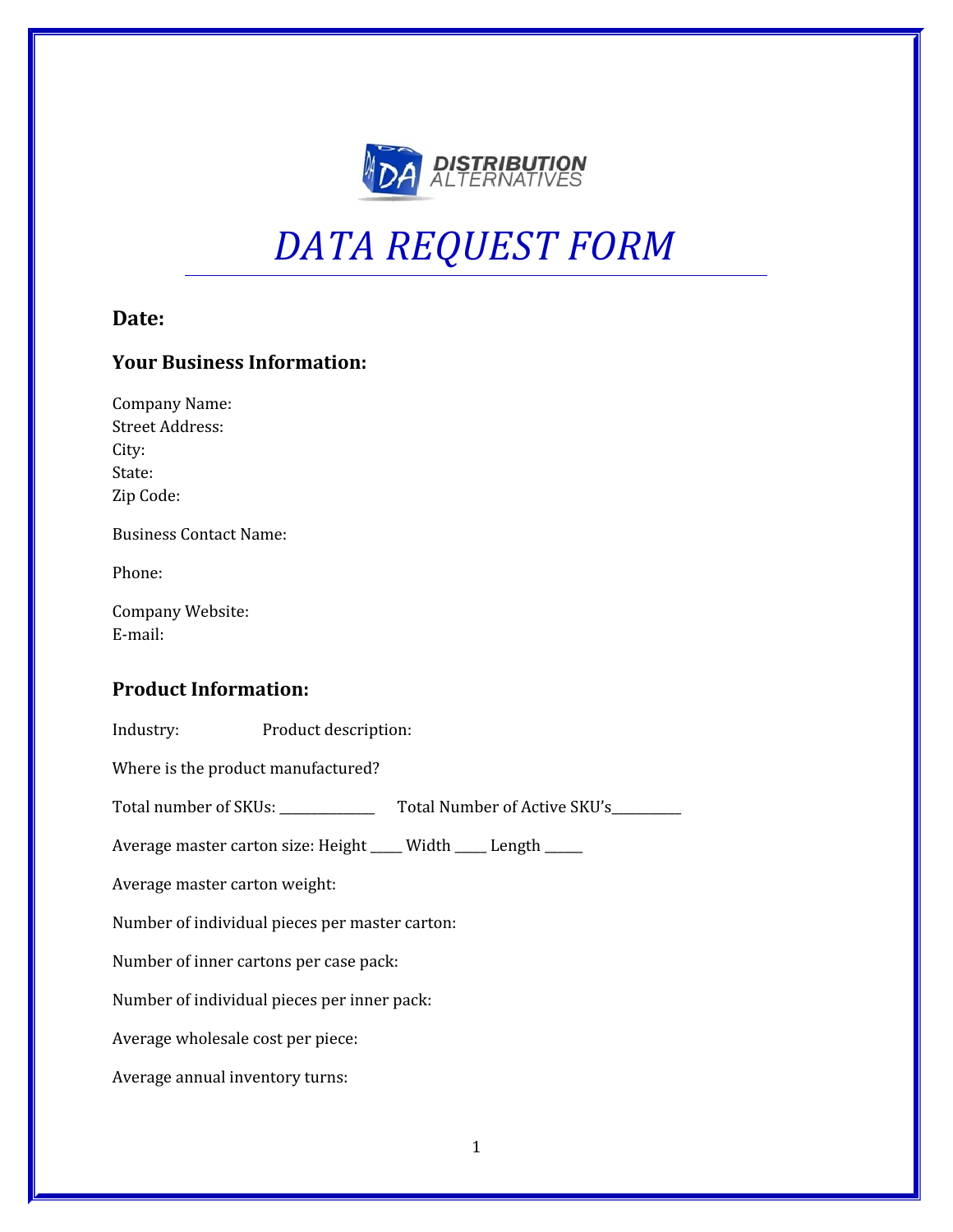DISTRIBUTION ALTERNATIVES

# *DATA REQUEST FORM*

---

### Date:

### Your Business Information:

Company Name:
Street Address:
City:
State:
Zip Code:

Business Contact Name:

Phone:

Company Website:
E-mail:

### Product Information:

Industry: Product description:

Where is the product manufactured?

Total number of SKUs: _____________ Total Number of Active SKU's__________

Average master carton size: Height _____ Width _____ Length ______

Average master carton weight:

Number of individual pieces per master carton:

Number of inner cartons per case pack:

Number of individual pieces per inner pack:

Average wholesale cost per piece:

Average annual inventory turns: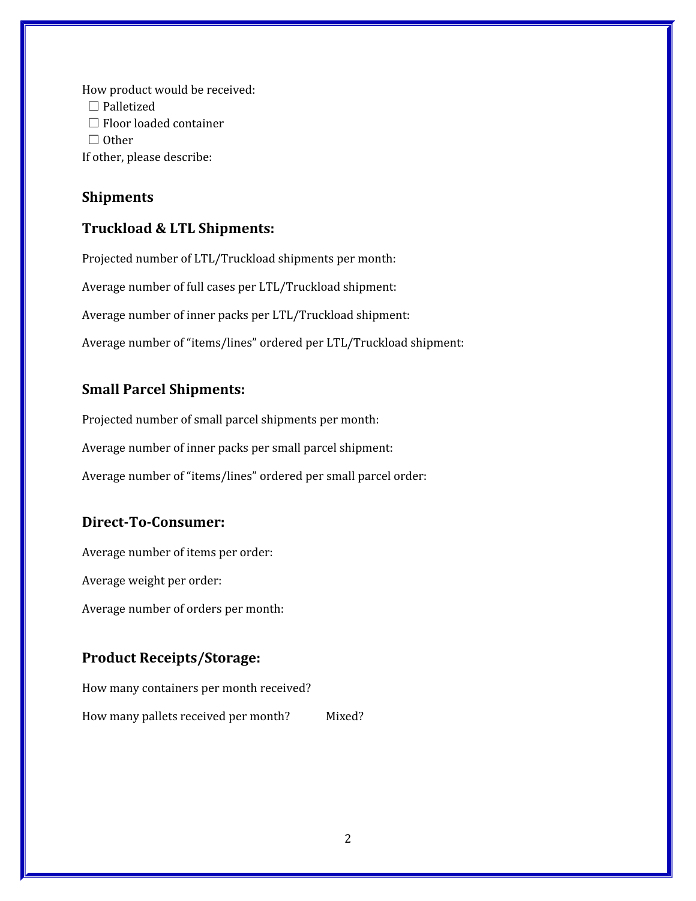How product would be received:

- ☐ Palletized
- ☐ Floor loaded container
- ☐ Other

If other, please describe:

## Shipments

## Truckload & LTL Shipments:

Projected number of LTL/Truckload shipments per month:

Average number of full cases per LTL/Truckload shipment:

Average number of inner packs per LTL/Truckload shipment:

Average number of "items/lines" ordered per LTL/Truckload shipment:

## Small Parcel Shipments:

Projected number of small parcel shipments per month:

Average number of inner packs per small parcel shipment:

Average number of "items/lines" ordered per small parcel order:

## Direct-To-Consumer:

Average number of items per order:

Average weight per order:

Average number of orders per month:

## Product Receipts/Storage:

How many containers per month received?

How many pallets received per month?      Mixed?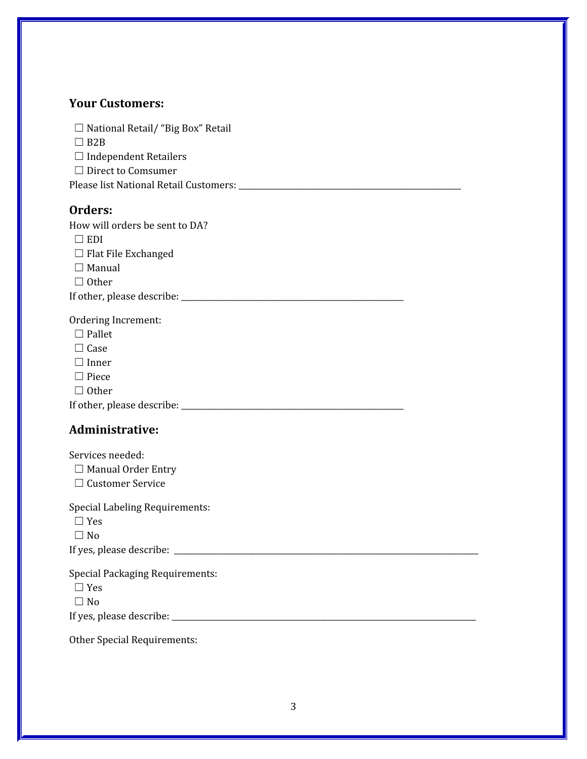## Your Customers:

☐ National Retail/ "Big Box" Retail
☐ B2B
☐ Independent Retailers
☐ Direct to Comsumer
Please list National Retail Customers: ______________________________________________________

## Orders:

How will orders be sent to DA?
☐ EDI
☐ Flat File Exchanged
☐ Manual
☐ Other
If other, please describe: ______________________________________________________

Ordering Increment:
☐ Pallet
☐ Case
☐ Inner
☐ Piece
☐ Other
If other, please describe: ______________________________________________________

## Administrative:

Services needed:
☐ Manual Order Entry
☐ Customer Service

Special Labeling Requirements:
☐ Yes
☐ No
If yes, please describe: ______________________________________________________

Special Packaging Requirements:
☐ Yes
☐ No
If yes, please describe: ______________________________________________________

Other Special Requirements: